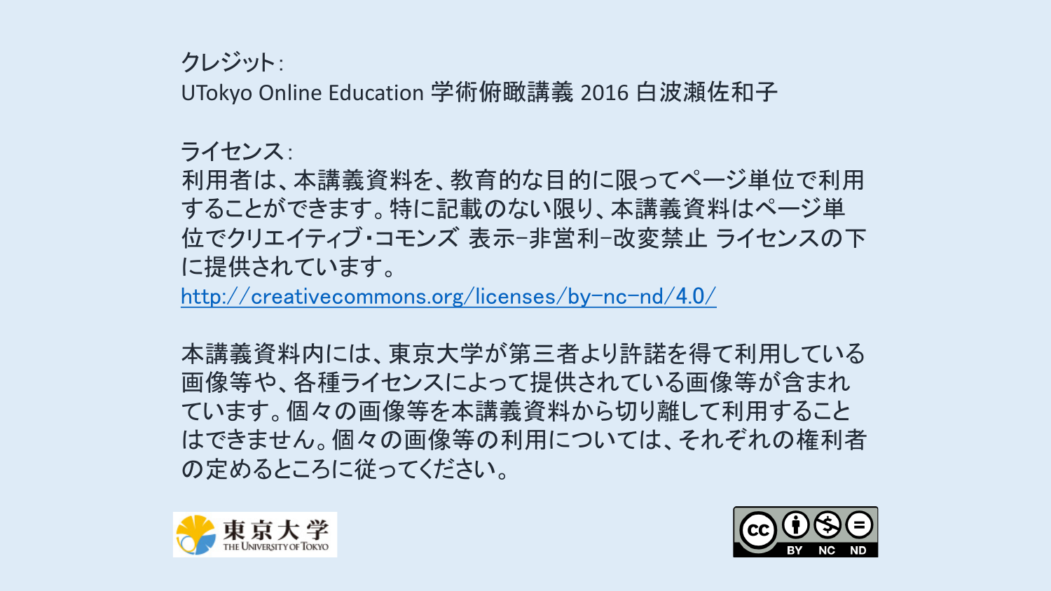クレジット:
UTokyo Online Education 学術俯瞰講義 2016 白波瀬佐和子

ライセンス:
利用者は、本講義資料を、教育的な目的に限ってページ単位で利用することができます。特に記載のない限り、本講義資料はページ単位でクリエイティブ・コモンズ 表示-非営利-改変禁止 ライセンスの下に提供されています。
http://creativecommons.org/licenses/by-nc-nd/4.0/

本講義資料内には、東京大学が第三者より許諾を得て利用している画像等や、各種ライセンスによって提供されている画像等が含まれています。個々の画像等を本講義資料から切り離して利用することはできません。個々の画像等の利用については、それぞれの権利者の定めるところに従ってください。

東京大学 THE UNIVERSITY OF TOKYO

BY NC ND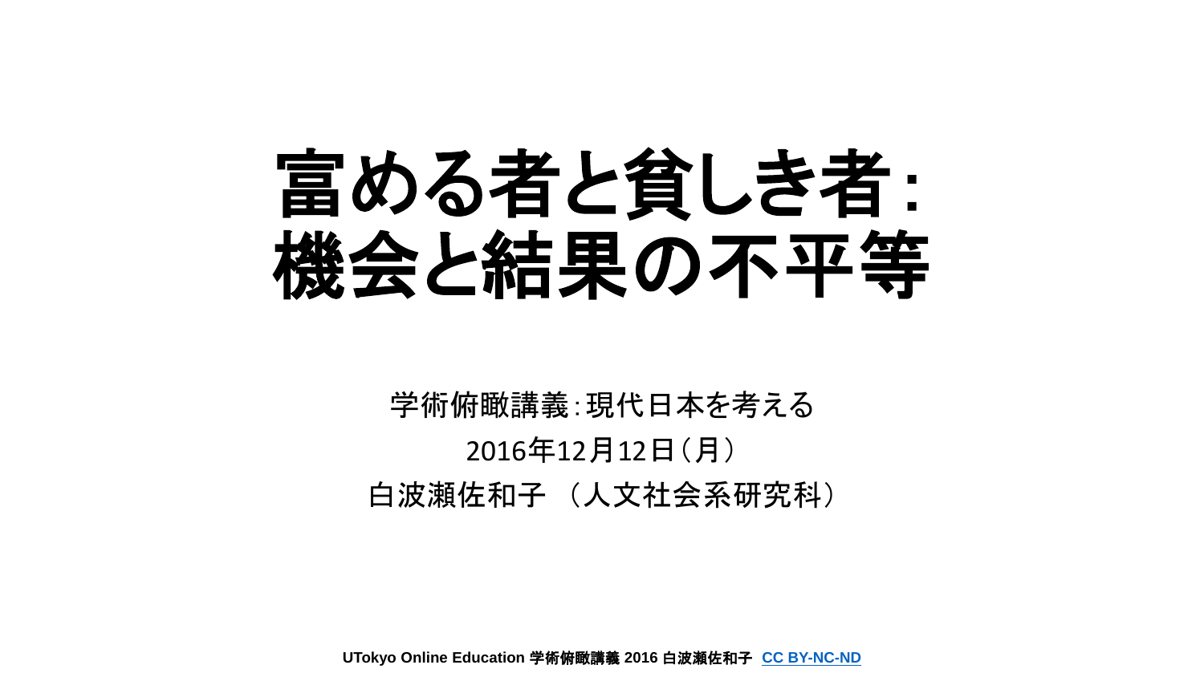# 富める者と貧しき者：機会と結果の不平等

学術俯瞰講義：現代日本を考える

2016年12月12日（月）

白波瀬佐和子 （人文社会系研究科）

UTokyo Online Education 学術俯瞰講義 2016 白波瀬佐和子 CC BY-NC-ND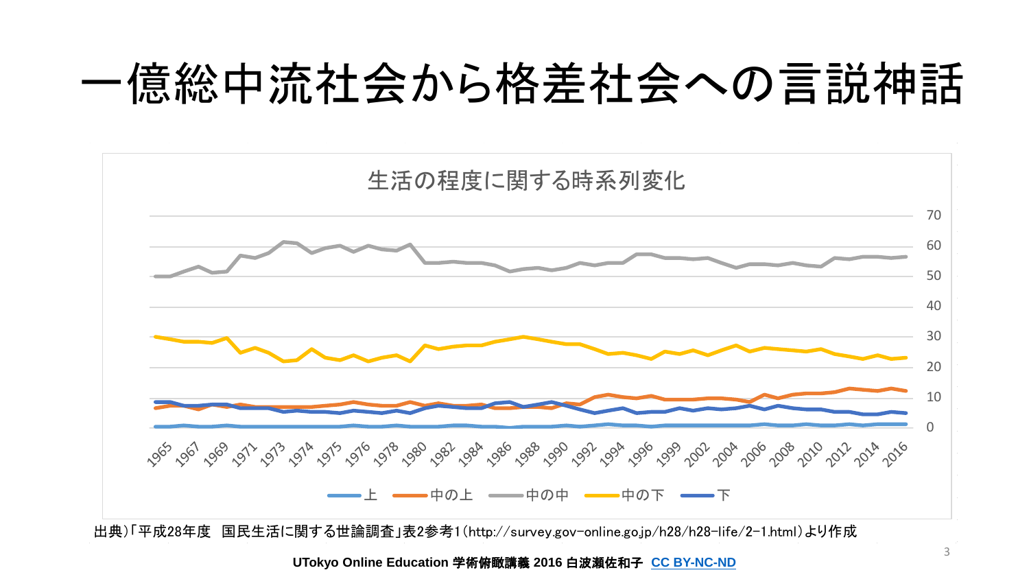# 一億総中流社会から格差社会への言説神話

生活の程度に関する時系列変化

上　中の上　中の中　中の下　下

出典)「平成28年度　国民生活に関する世論調査」表2参考1(http://survey.gov-online.go.jp/h28/h28-life/2-1.html)より作成

UTokyo Online Education 学術俯瞰講義 2016 白波瀬佐和子 CC BY-NC-ND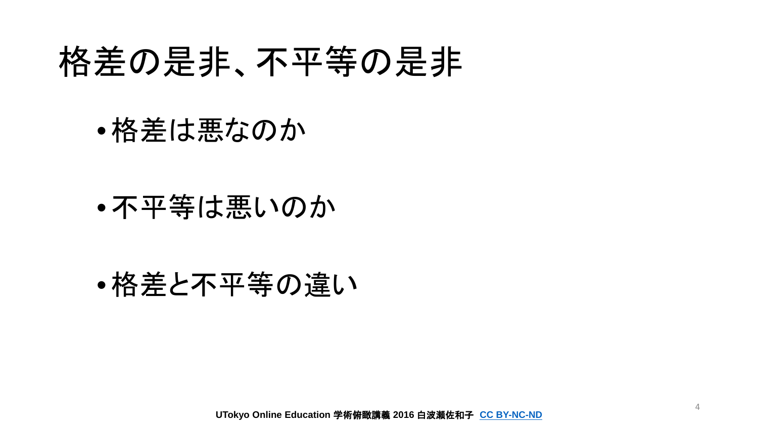# 格差の是非、不平等の是非

- 格差は悪なのか
- 不平等は悪いのか
- 格差と不平等の違い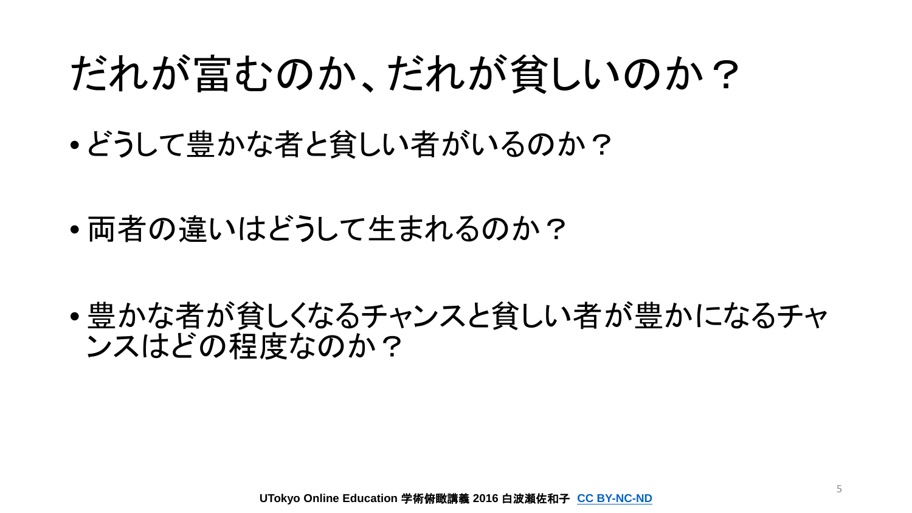# だれが富むのか、だれが貧しいのか？

- どうして豊かな者と貧しい者がいるのか？
- 両者の違いはどうして生まれるのか？
- 豊かな者が貧しくなるチャンスと貧しい者が豊かになるチャンスはどの程度なのか？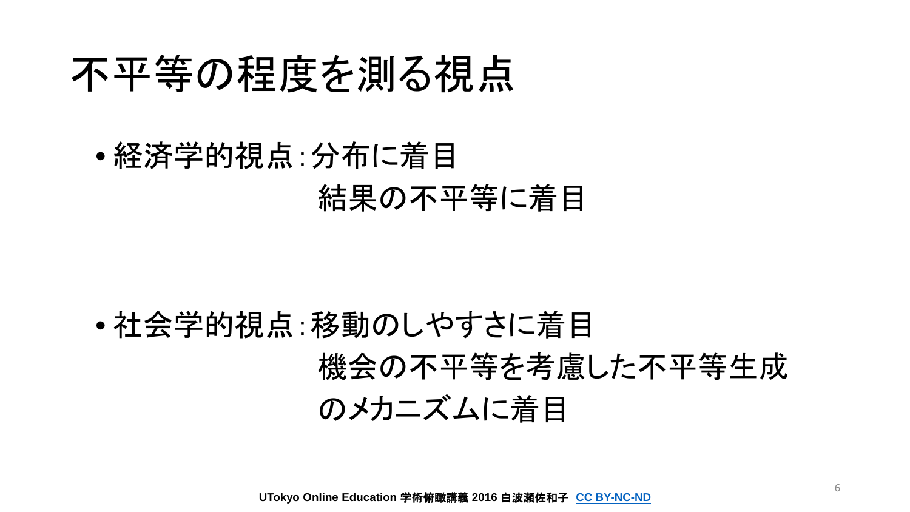# 不平等の程度を測る視点

- 経済学的視点：分布に着目
  結果の不平等に着目

- 社会学的視点：移動のしやすさに着目
  機会の不平等を考慮した不平等生成のメカニズムに着目

UTokyo Online Education 学術俯瞰講義 2016 白波瀬佐和子 CC BY-NC-ND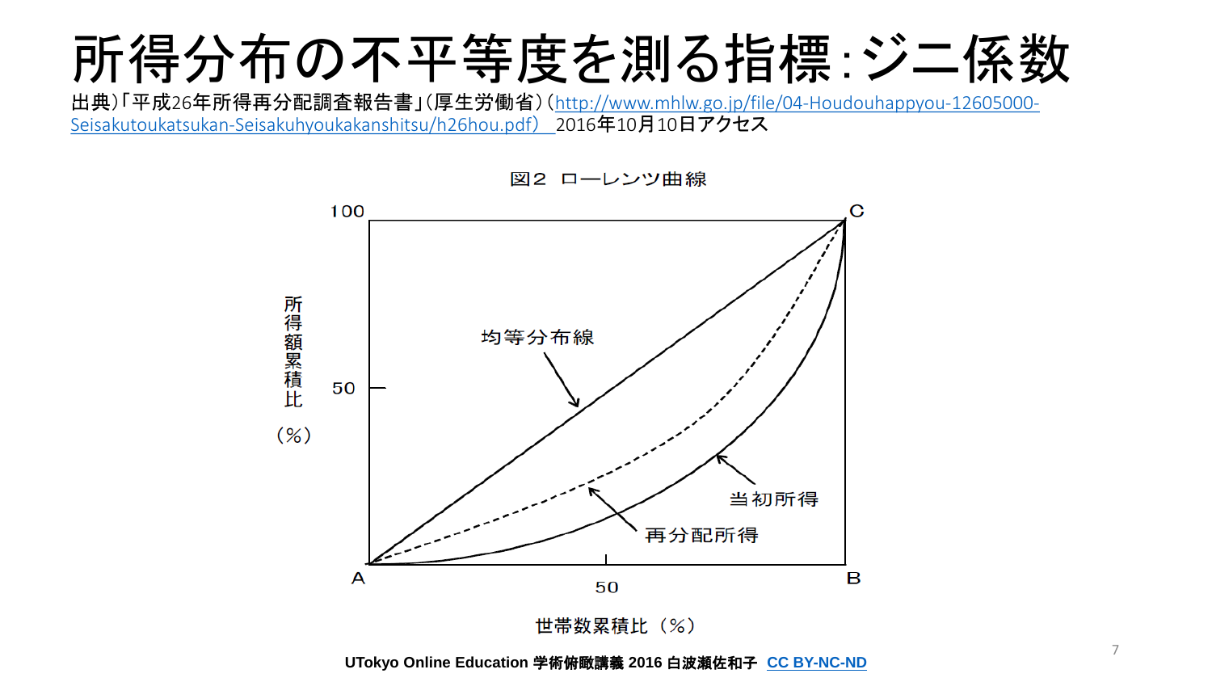# 所得分布の不平等度を測る指標：ジニ係数

出典）「平成26年所得再分配調査報告書」（厚生労働省）（http://www.mhlw.go.jp/file/04-Houdouhappyou-12605000-Seisakutoukatsukan-Seisakuhyoukakanshitsu/h26hou.pdf） 2016年10月10日アクセス

図２　ローレンツ曲線

100

C

所得額累積比（%）

50

均等分布線

当初所得

再分配所得

A

50

B

世帯数累積比（%）

UTokyo Online Education 学術俯瞰講義 2016 白波瀬佐和子 CC BY-NC-ND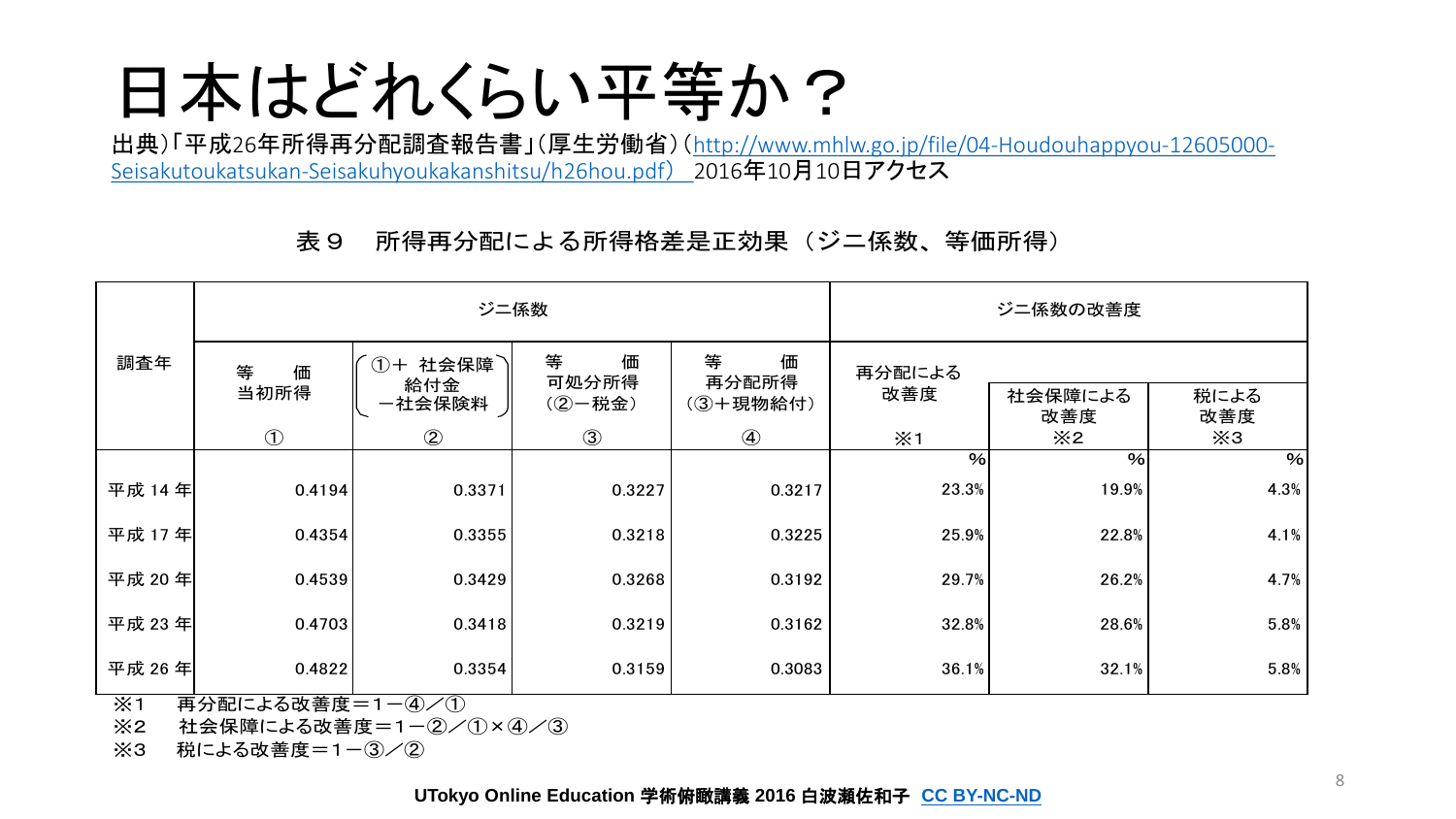# 日本はどれくらい平等か？

出典)「平成26年所得再分配調査報告書」(厚生労働省)（http://www.mhlw.go.jp/file/04-Houdouhappyou-12605000-Seisakutoukatsukan-Seisakuhyoukakanshitsu/h26hou.pdf） 2016年10月10日アクセス

表９　所得再分配による所得格差是正効果（ジニ係数、等価所得）

| 調査年 | ジニ係数 | | | | ジニ係数の改善度 | | |
|---|---|---|---|---|---|---|---|
| | 等価当初所得 ① | （①＋社会保障給付金－社会保険料） ② | 等価可処分所得（②－税金） ③ | 等価再分配所得（③＋現物給付） ④ | 再分配による改善度 ※1 | 社会保障による改善度 ※2 | 税による改善度 ※3 |
| | | | | | % | % | % |
| 平成 14 年 | 0.4194 | 0.3371 | 0.3227 | 0.3217 | 23.3% | 19.9% | 4.3% |
| 平成 17 年 | 0.4354 | 0.3355 | 0.3218 | 0.3225 | 25.9% | 22.8% | 4.1% |
| 平成 20 年 | 0.4539 | 0.3429 | 0.3268 | 0.3192 | 29.7% | 26.2% | 4.7% |
| 平成 23 年 | 0.4703 | 0.3418 | 0.3219 | 0.3162 | 32.8% | 28.6% | 5.8% |
| 平成 26 年 | 0.4822 | 0.3354 | 0.3159 | 0.3083 | 36.1% | 32.1% | 5.8% |

※1　再分配による改善度＝１－④／①
※2　社会保障による改善度＝１－②／①×④／③
※3　税による改善度＝１－③／②

UTokyo Online Education 学術俯瞰講義 2016 白波瀬佐和子 CC BY-NC-ND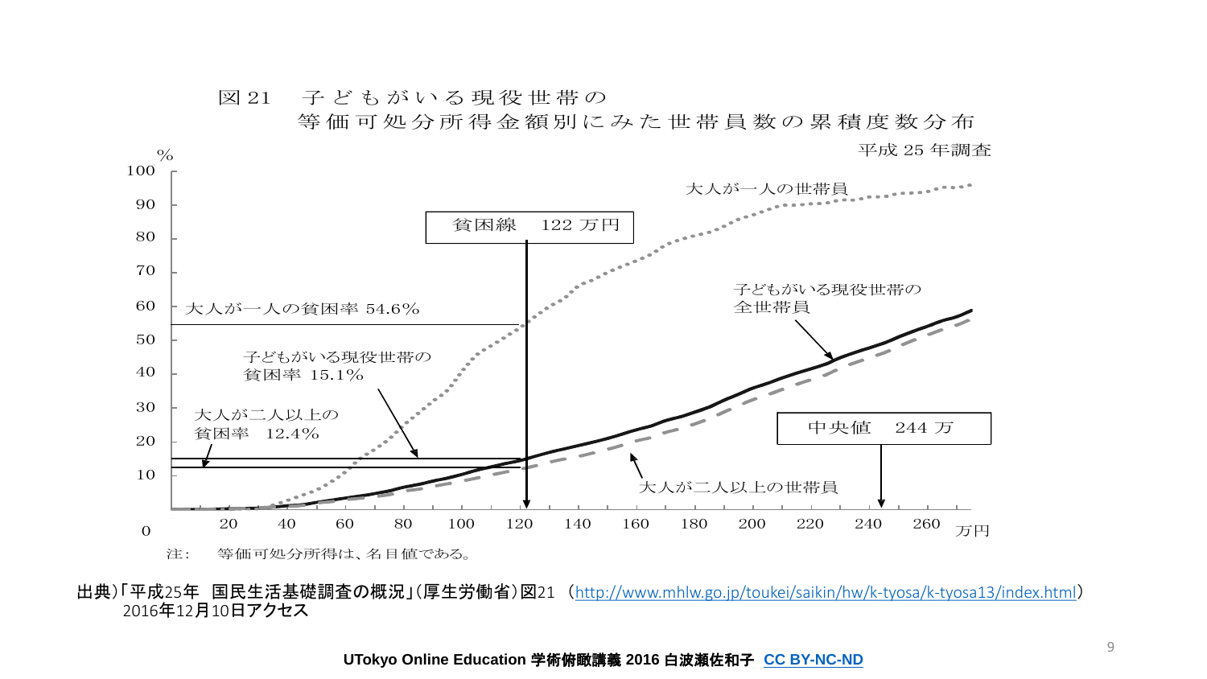図 21　子どもがいる現役世帯の
等価可処分所得金額別にみた世帯員数の累積度数分布

平成 25 年調査

%

100
90
80
70
60
50
40
30
20
10
0

大人が一人の世帯員

貧困線　122 万円

大人が一人の貧困率 54.6%

子どもがいる現役世帯の
全世帯員

子どもがいる現役世帯の
貧困率 15.1%

大人が二人以上の
貧困率　12.4%

中央値　244 万

大人が二人以上の世帯員

20　40　60　80　100　120　140　160　180　200　220　240　260　万円

注：　等価可処分所得は、名目値である。

出典)「平成25年　国民生活基礎調査の概況」(厚生労働省)図21 （http://www.mhlw.go.jp/toukei/saikin/hw/k-tyosa/k-tyosa13/index.html）
2016年12月10日アクセス

UTokyo Online Education 学術俯瞰講義 2016 白波瀬佐和子 CC BY-NC-ND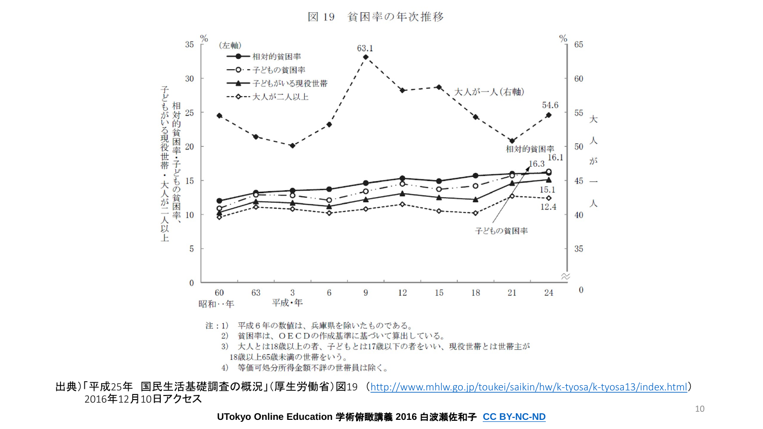図 19　貧困率の年次推移

%　(左軸)

- 相対的貧困率
- 子どもの貧困率
- 子どもがいる現役世帯
- 大人が二人以上

大人が一人(右軸)

63.1

54.6

相対的貧困率 16.1

16.3

15.1

12.4

子どもの貧困率

左軸：相対的貧困率・子どもの貧困率、子どもがいる現役世帯・大人が二人以上

右軸：大人が一人

昭和・年 60　63　平成・年 3　6　9　12　15　18　21　24

注：1)　平成６年の数値は、兵庫県を除いたものである。
2)　貧困率は、ＯＥＣＤの作成基準に基づいて算出している。
3)　大人とは18歳以上の者、子どもとは17歳以下の者をいい、現役世帯とは世帯主が18歳以上65歳未満の世帯をいう。
4)　等価可処分所得金額不詳の世帯員は除く。

出典)「平成25年　国民生活基礎調査の概況」(厚生労働省)図19　(http://www.mhlw.go.jp/toukei/saikin/hw/k-tyosa/k-tyosa13/index.html)
2016年12月10日アクセス

**UTokyo Online Education 学術俯瞰講義 2016 白波瀬佐和子　CC BY-NC-ND**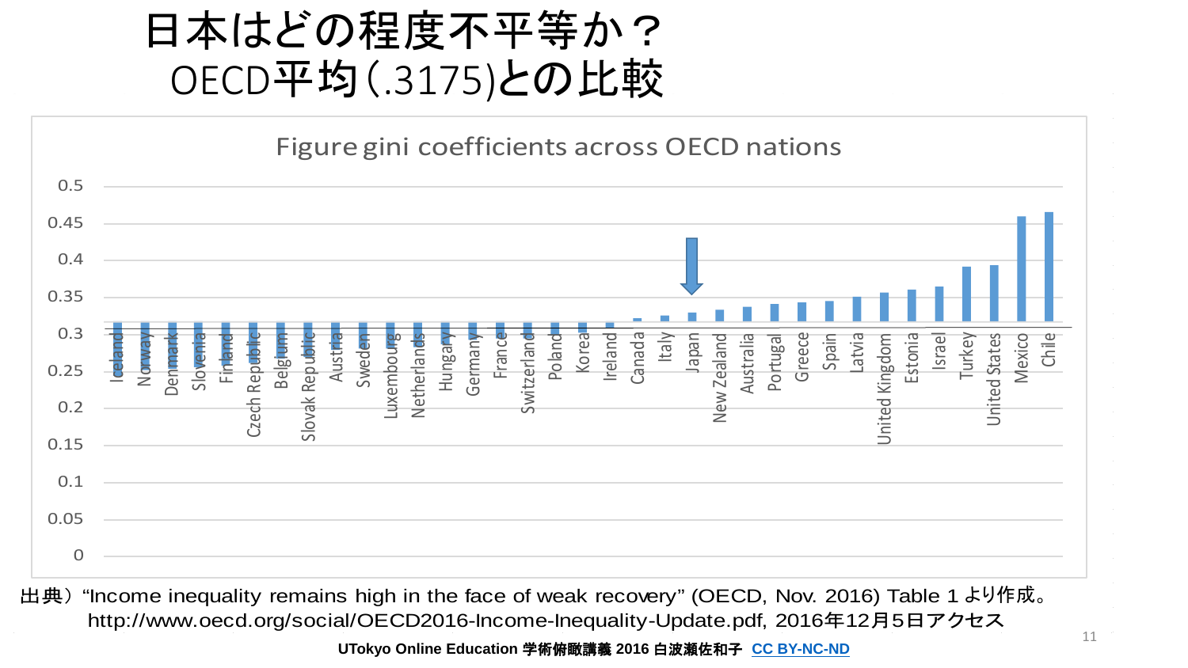# 日本はどの程度不平等か？
# OECD平均(.3175)との比較

Figure gini coefficients across OECD nations

Iceland, Norway, Denmark, Slovenia, Finland, Czech Republic, Belgium, Slovak Republic, Austria, Sweden, Luxembourg, Netherlands, Hungary, Germany, France, Switzerland, Poland, Korea, Ireland, Canada, Italy, Japan, New Zealand, Australia, Portugal, Greece, Spain, Latvia, United Kingdom, Estonia, Israel, Turkey, United States, Mexico, Chile

出典）"Income inequality remains high in the face of weak recovery" (OECD, Nov. 2016) Table 1 より作成。
http://www.oecd.org/social/OECD2016-Income-Inequality-Update.pdf, 2016年12月5日アクセス

UTokyo Online Education 学術俯瞰講義 2016 白波瀬佐和子 CC BY-NC-ND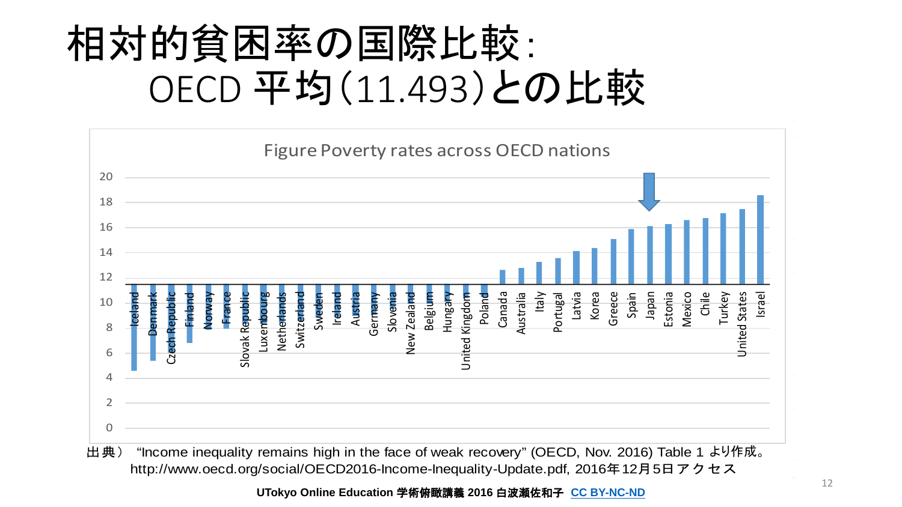# 相対的貧困率の国際比較：OECD 平均（11.493）との比較

Figure Poverty rates across OECD nations

Iceland, Denmark, Czech Republic, Finland, Norway, France, Slovak Republic, Luxembourg, Netherlands, Switzerland, Sweden, Ireland, Austria, Germany, Slovenia, New Zealand, Belgium, Hungary, United Kingdom, Poland, Canada, Australia, Italy, Portugal, Latvia, Korea, Greece, Spain, Japan, Estonia, Mexico, Chile, Turkey, United States, Israel

出典） “Income inequality remains high in the face of weak recovery” (OECD, Nov. 2016) Table 1 より作成。 http://www.oecd.org/social/OECD2016-Income-Inequality-Update.pdf, 2016年12月5日 アクセス

UTokyo Online Education 学術俯瞰講義 2016 白波瀬佐和子 CC BY-NC-ND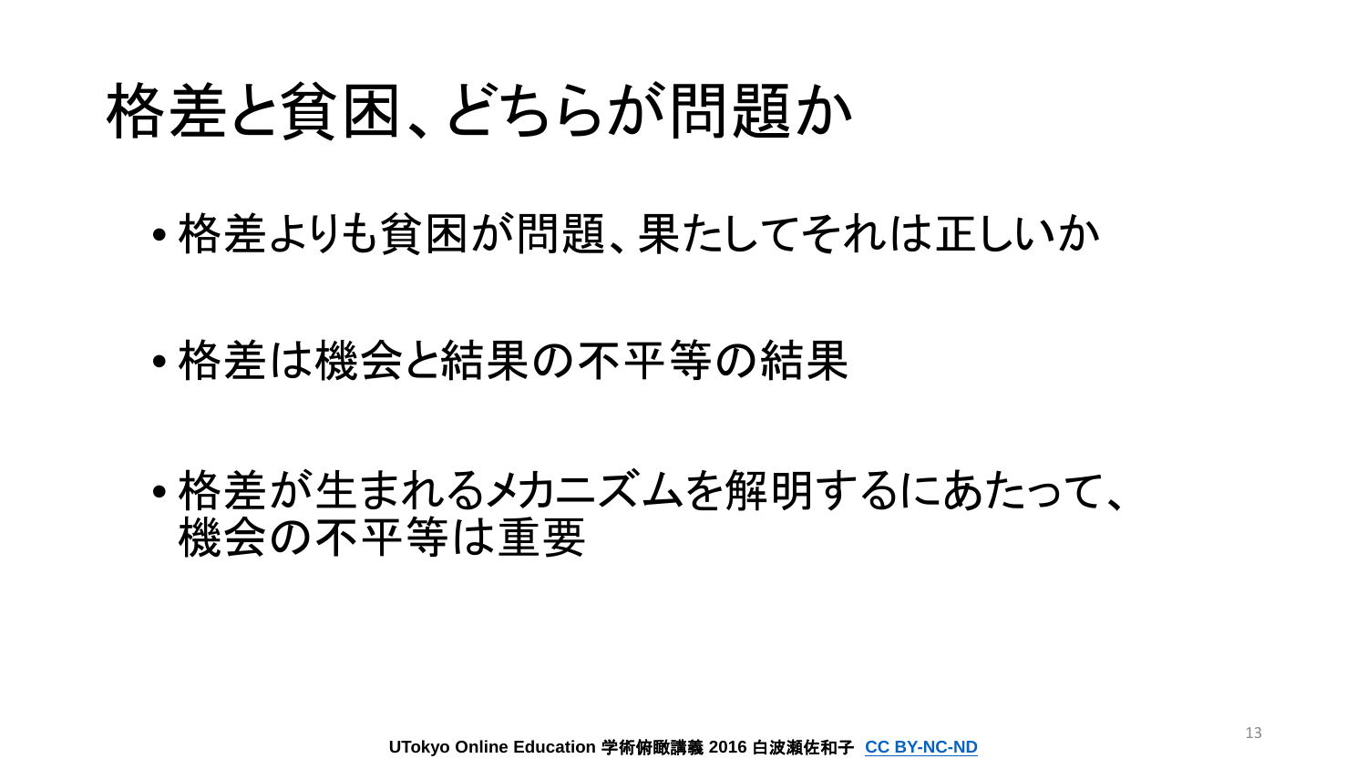# 格差と貧困、どちらが問題か

- 格差よりも貧困が問題、果たしてそれは正しいか
- 格差は機会と結果の不平等の結果
- 格差が生まれるメカニズムを解明するにあたって、機会の不平等は重要

UTokyo Online Education 学術俯瞰講義 2016 白波瀬佐和子 CC BY-NC-ND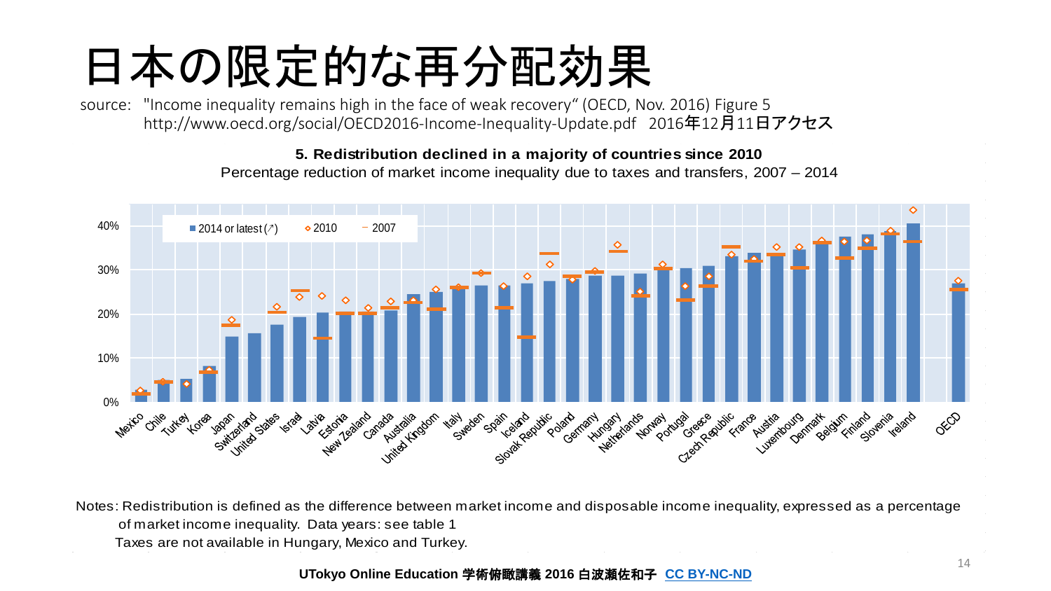# 日本の限定的な再分配効果

source: "Income inequality remains high in the face of weak recovery" (OECD, Nov. 2016) Figure 5
http://www.oecd.org/social/OECD2016-Income-Inequality-Update.pdf 2016年12月11日アクセス

**5. Redistribution declined in a majority of countries since 2010**

Percentage reduction of market income inequality due to taxes and transfers, 2007 – 2014

Legend: 2014 or latest (↗), 2010, 2007

Countries: Mexico, Chile, Turkey, Korea, Japan, Switzerland, United States, Israel, Latvia, Estonia, New Zealand, Canada, Australia, United Kingdom, Italy, Sweden, Spain, Iceland, Slovak Republic, Poland, Germany, Hungary, Netherlands, Norway, Portugal, Greece, Czech Republic, France, Austria, Luxembourg, Denmark, Belgium, Finland, Slovenia, Ireland, OECD

Notes: Redistribution is defined as the difference between market income and disposable income inequality, expressed as a percentage of market income inequality. Data years: see table 1
Taxes are not available in Hungary, Mexico and Turkey.

**UTokyo Online Education 学術俯瞰講義 2016 白波瀬佐和子 CC BY-NC-ND**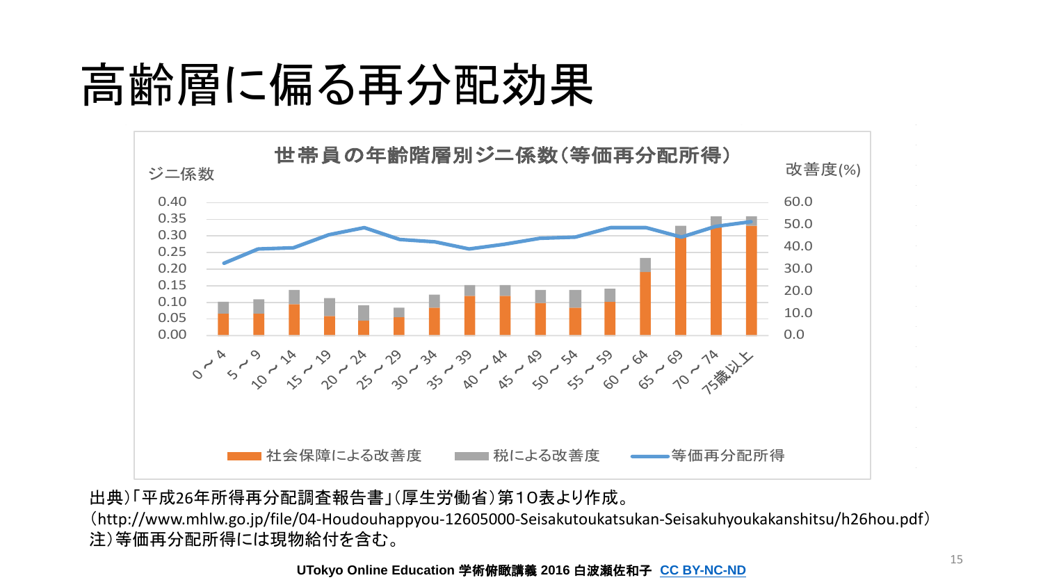# 高齢層に偏る再分配効果

**世帯員の年齢階層別ジニ係数（等価再分配所得）**

ジニ係数

改善度(%)

0.40
0.35
0.30
0.25
0.20
0.15
0.10
0.05
0.00

60.0
50.0
40.0
30.0
20.0
10.0
0.0

0～4　5～9　10～14　15～19　20～24　25～29　30～34　35～39　40～44　45～49　50～54　55～59　60～64　65～69　70～74　75歳以上

社会保障による改善度　税による改善度　等価再分配所得

出典）「平成26年所得再分配調査報告書」（厚生労働省）第1０表より作成。
（http://www.mhlw.go.jp/file/04-Houdouhappyou-12605000-Seisakutoukatsukan-Seisakuhyoukakanshitsu/h26hou.pdf）
注）等価再分配所得には現物給付を含む。

UTokyo Online Education 学術俯瞰講義 2016 白波瀬佐和子 CC BY-NC-ND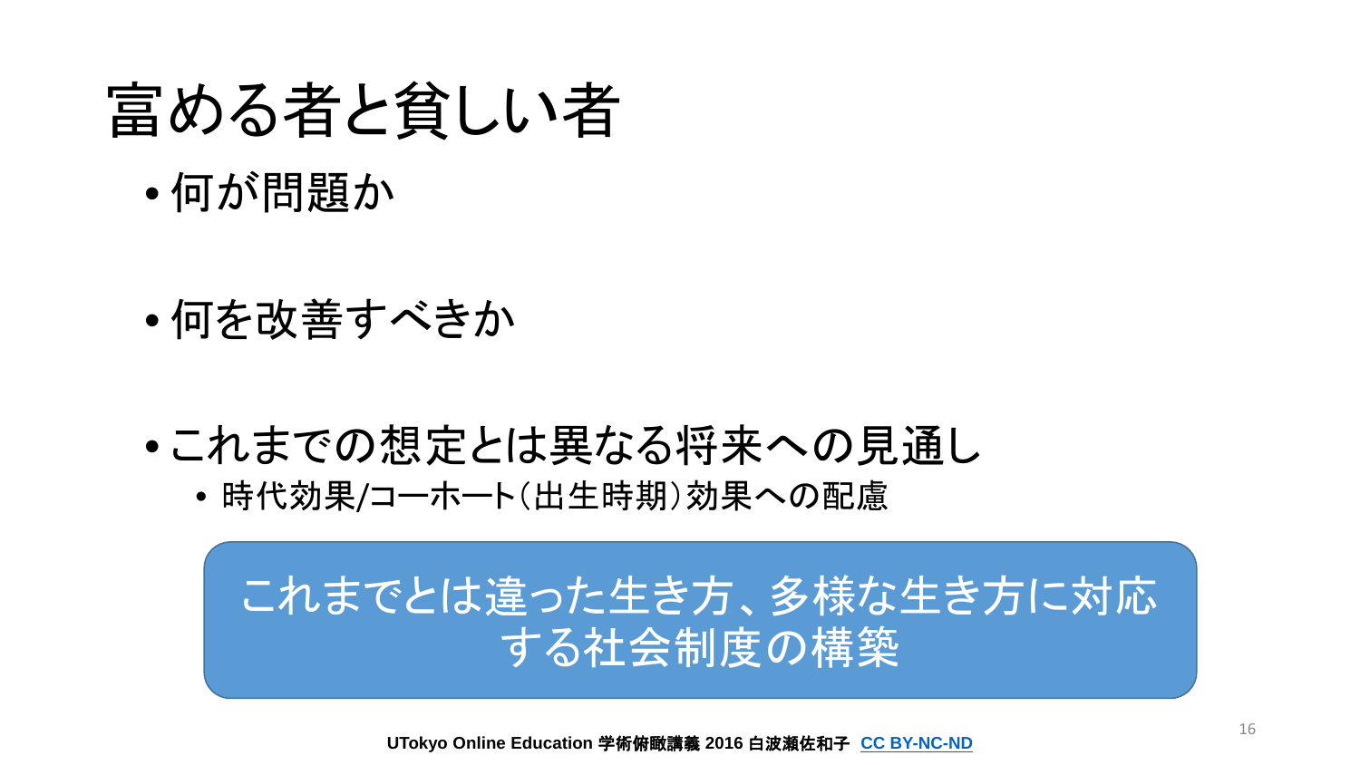# 富める者と貧しい者

- 何が問題か
- 何を改善すべきか
- これまでの想定とは異なる将来への見通し
  - 時代効果/コーホート（出生時期）効果への配慮

これまでとは違った生き方、多様な生き方に対応する社会制度の構築

UTokyo Online Education 学術俯瞰講義 2016 白波瀬佐和子 CC BY-NC-ND